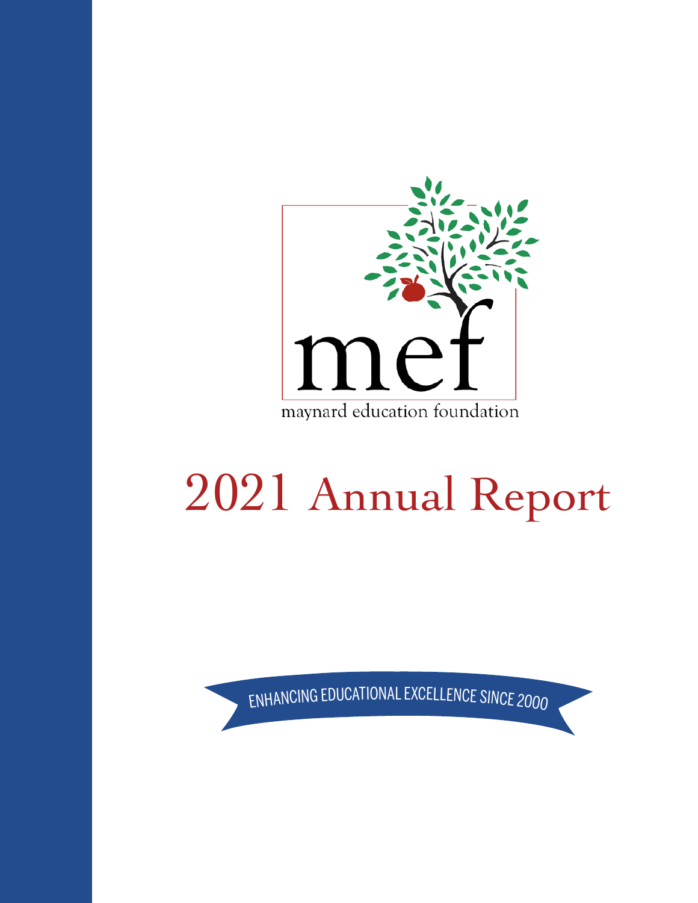mef

maynard education foundation

# 2021 Annual Report

ENHANCING EDUCATIONAL EXCELLENCE SINCE 2000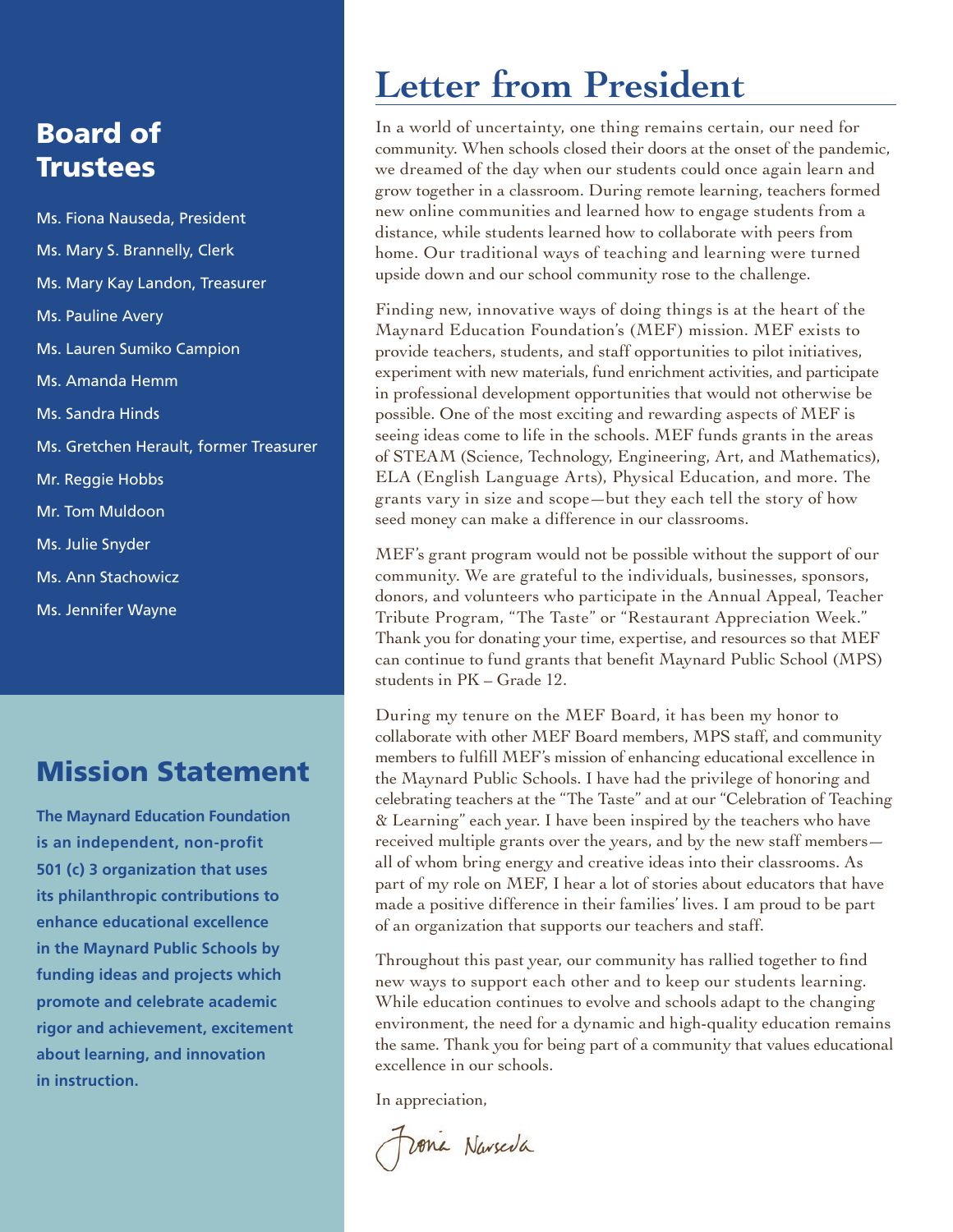## Board of Trustees

Ms. Fiona Nauseda, President

Ms. Mary S. Brannelly, Clerk

Ms. Mary Kay Landon, Treasurer

Ms. Pauline Avery

Ms. Lauren Sumiko Campion

Ms. Amanda Hemm

Ms. Sandra Hinds

Ms. Gretchen Herault, former Treasurer

Mr. Reggie Hobbs

Mr. Tom Muldoon

Ms. Julie Snyder

Ms. Ann Stachowicz

Ms. Jennifer Wayne

## Mission Statement

**The Maynard Education Foundation is an independent, non-profit 501 (c) 3 organization that uses its philanthropic contributions to enhance educational excellence in the Maynard Public Schools by funding ideas and projects which promote and celebrate academic rigor and achievement, excitement about learning, and innovation in instruction.**

# Letter from President

In a world of uncertainty, one thing remains certain, our need for community. When schools closed their doors at the onset of the pandemic, we dreamed of the day when our students could once again learn and grow together in a classroom. During remote learning, teachers formed new online communities and learned how to engage students from a distance, while students learned how to collaborate with peers from home. Our traditional ways of teaching and learning were turned upside down and our school community rose to the challenge.

Finding new, innovative ways of doing things is at the heart of the Maynard Education Foundation's (MEF) mission. MEF exists to provide teachers, students, and staff opportunities to pilot initiatives, experiment with new materials, fund enrichment activities, and participate in professional development opportunities that would not otherwise be possible. One of the most exciting and rewarding aspects of MEF is seeing ideas come to life in the schools. MEF funds grants in the areas of STEAM (Science, Technology, Engineering, Art, and Mathematics), ELA (English Language Arts), Physical Education, and more. The grants vary in size and scope—but they each tell the story of how seed money can make a difference in our classrooms.

MEF's grant program would not be possible without the support of our community. We are grateful to the individuals, businesses, sponsors, donors, and volunteers who participate in the Annual Appeal, Teacher Tribute Program, "The Taste" or "Restaurant Appreciation Week." Thank you for donating your time, expertise, and resources so that MEF can continue to fund grants that benefit Maynard Public School (MPS) students in PK – Grade 12.

During my tenure on the MEF Board, it has been my honor to collaborate with other MEF Board members, MPS staff, and community members to fulfill MEF's mission of enhancing educational excellence in the Maynard Public Schools. I have had the privilege of honoring and celebrating teachers at the "The Taste" and at our "Celebration of Teaching & Learning" each year. I have been inspired by the teachers who have received multiple grants over the years, and by the new staff members—all of whom bring energy and creative ideas into their classrooms. As part of my role on MEF, I hear a lot of stories about educators that have made a positive difference in their families' lives. I am proud to be part of an organization that supports our teachers and staff.

Throughout this past year, our community has rallied together to find new ways to support each other and to keep our students learning. While education continues to evolve and schools adapt to the changing environment, the need for a dynamic and high-quality education remains the same. Thank you for being part of a community that values educational excellence in our schools.

In appreciation,

Fiona Nauseda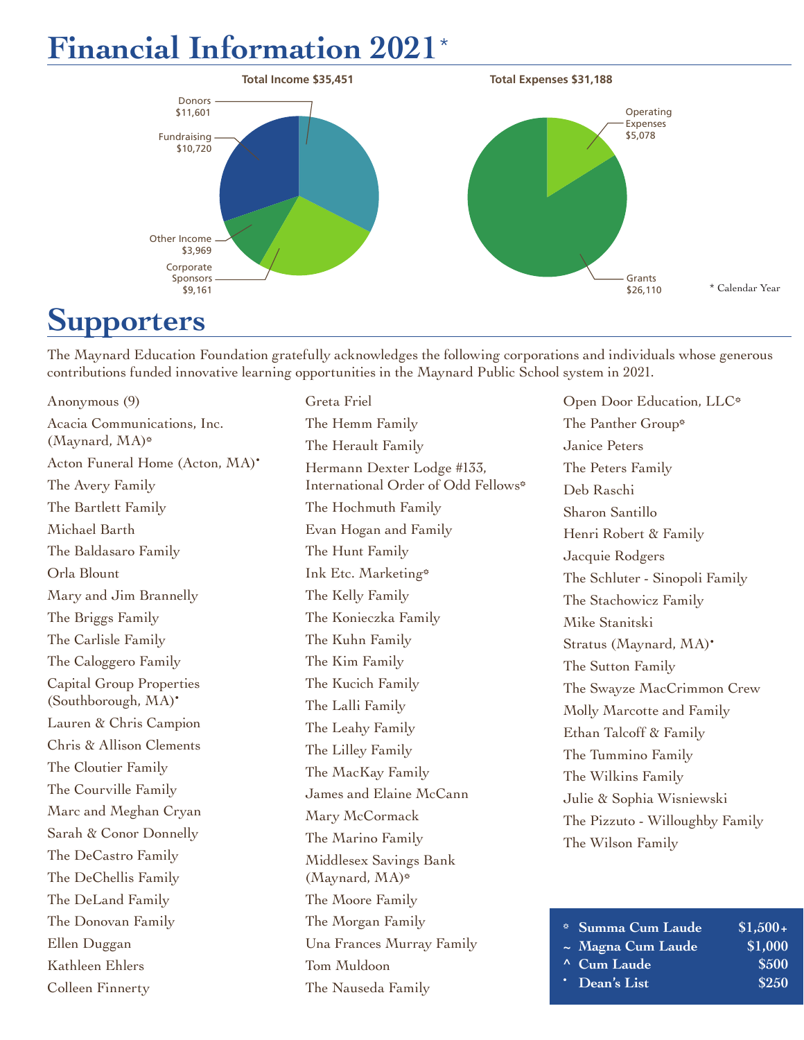# Financial Information 2021*

**Total Income $35,451**

- Donors $11,601
- Fundraising $10,720
- Other Income $3,969
- Corporate Sponsors $9,161

**Total Expenses $31,188**

- Operating Expenses $5,078
- Grants $26,110

\* Calendar Year

# Supporters

The Maynard Education Foundation gratefully acknowledges the following corporations and individuals whose generous contributions funded innovative learning opportunities in the Maynard Public School system in 2021.

Anonymous (9)
Acacia Communications, Inc. (Maynard, MA)*
Acton Funeral Home (Acton, MA)•
The Avery Family
The Bartlett Family
Michael Barth
The Baldasaro Family
Orla Blount
Mary and Jim Brannelly
The Briggs Family
The Carlisle Family
The Caloggero Family
Capital Group Properties (Southborough, MA)•
Lauren & Chris Campion
Chris & Allison Clements
The Cloutier Family
The Courville Family
Marc and Meghan Cryan
Sarah & Conor Donnelly
The DeCastro Family
The DeChellis Family
The DeLand Family
The Donovan Family
Ellen Duggan
Kathleen Ehlers
Colleen Finnerty
Greta Friel
The Hemm Family
The Herault Family
Hermann Dexter Lodge #133, International Order of Odd Fellows*
The Hochmuth Family
Evan Hogan and Family
The Hunt Family
Ink Etc. Marketing*
The Kelly Family
The Konieczka Family
The Kuhn Family
The Kim Family
The Kucich Family
The Lalli Family
The Leahy Family
The Lilley Family
The MacKay Family
James and Elaine McCann
Mary McCormack
The Marino Family
Middlesex Savings Bank (Maynard, MA)*
The Moore Family
The Morgan Family
Una Frances Murray Family
Tom Muldoon
The Nauseda Family
Open Door Education, LLC*
The Panther Group*
Janice Peters
The Peters Family
Deb Raschi
Sharon Santillo
Henri Robert & Family
Jacquie Rodgers
The Schluter - Sinopoli Family
The Stachowicz Family
Mike Stanitski
Stratus (Maynard, MA)•
The Sutton Family
The Swayze MacCrimmon Crew
Molly Marcotte and Family
Ethan Talcoff & Family
The Tummino Family
The Wilkins Family
Julie & Sophia Wisniewski
The Pizzuto - Willoughby Family
The Wilson Family

| | | |
|---|---|---|
| * | Summa Cum Laude | $1,500+ |
| ~ | Magna Cum Laude | $1,000 |
| ^ | Cum Laude | $500 |
| • | Dean's List | $250 |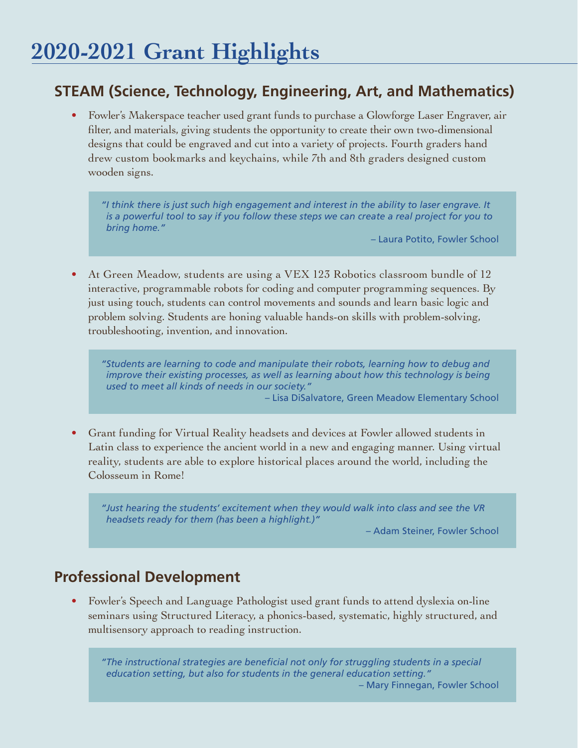# 2020-2021 Grant Highlights

## STEAM (Science, Technology, Engineering, Art, and Mathematics)

- Fowler's Makerspace teacher used grant funds to purchase a Glowforge Laser Engraver, air filter, and materials, giving students the opportunity to create their own two-dimensional designs that could be engraved and cut into a variety of projects. Fourth graders hand drew custom bookmarks and keychains, while 7th and 8th graders designed custom wooden signs.

> *"I think there is just such high engagement and interest in the ability to laser engrave. It is a powerful tool to say if you follow these steps we can create a real project for you to bring home."*
>
> – Laura Potito, Fowler School

- At Green Meadow, students are using a VEX 123 Robotics classroom bundle of 12 interactive, programmable robots for coding and computer programming sequences. By just using touch, students can control movements and sounds and learn basic logic and problem solving. Students are honing valuable hands-on skills with problem-solving, troubleshooting, invention, and innovation.

> *"Students are learning to code and manipulate their robots, learning how to debug and improve their existing processes, as well as learning about how this technology is being used to meet all kinds of needs in our society."*
>
> – Lisa DiSalvatore, Green Meadow Elementary School

- Grant funding for Virtual Reality headsets and devices at Fowler allowed students in Latin class to experience the ancient world in a new and engaging manner. Using virtual reality, students are able to explore historical places around the world, including the Colosseum in Rome!

> *"Just hearing the students' excitement when they would walk into class and see the VR headsets ready for them (has been a highlight.)"*
>
> – Adam Steiner, Fowler School

## Professional Development

- Fowler's Speech and Language Pathologist used grant funds to attend dyslexia on-line seminars using Structured Literacy, a phonics-based, systematic, highly structured, and multisensory approach to reading instruction.

> *"The instructional strategies are beneficial not only for struggling students in a special education setting, but also for students in the general education setting."*
>
> – Mary Finnegan, Fowler School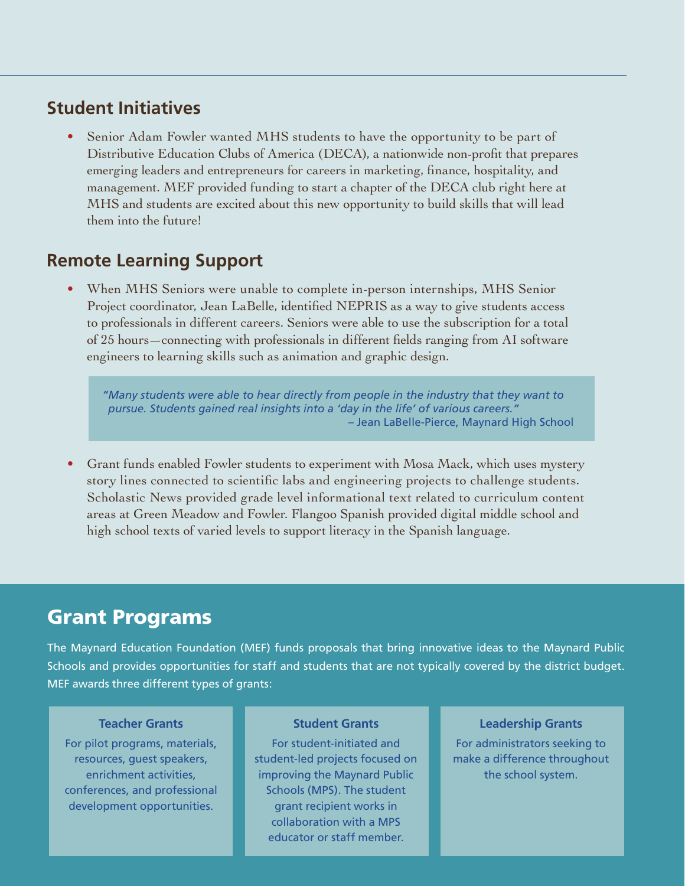## Student Initiatives

- Senior Adam Fowler wanted MHS students to have the opportunity to be part of Distributive Education Clubs of America (DECA), a nationwide non-profit that prepares emerging leaders and entrepreneurs for careers in marketing, finance, hospitality, and management. MEF provided funding to start a chapter of the DECA club right here at MHS and students are excited about this new opportunity to build skills that will lead them into the future!

## Remote Learning Support

- When MHS Seniors were unable to complete in-person internships, MHS Senior Project coordinator, Jean LaBelle, identified NEPRIS as a way to give students access to professionals in different careers. Seniors were able to use the subscription for a total of 25 hours—connecting with professionals in different fields ranging from AI software engineers to learning skills such as animation and graphic design.

> *"Many students were able to hear directly from people in the industry that they want to pursue. Students gained real insights into a 'day in the life' of various careers."*
>
> – Jean LaBelle-Pierce, Maynard High School

- Grant funds enabled Fowler students to experiment with Mosa Mack, which uses mystery story lines connected to scientific labs and engineering projects to challenge students. Scholastic News provided grade level informational text related to curriculum content areas at Green Meadow and Fowler. Flangoo Spanish provided digital middle school and high school texts of varied levels to support literacy in the Spanish language.

## Grant Programs

The Maynard Education Foundation (MEF) funds proposals that bring innovative ideas to the Maynard Public Schools and provides opportunities for staff and students that are not typically covered by the district budget. MEF awards three different types of grants:

**Teacher Grants**

For pilot programs, materials, resources, guest speakers, enrichment activities, conferences, and professional development opportunities.

**Student Grants**

For student-initiated and student-led projects focused on improving the Maynard Public Schools (MPS). The student grant recipient works in collaboration with a MPS educator or staff member.

**Leadership Grants**

For administrators seeking to make a difference throughout the school system.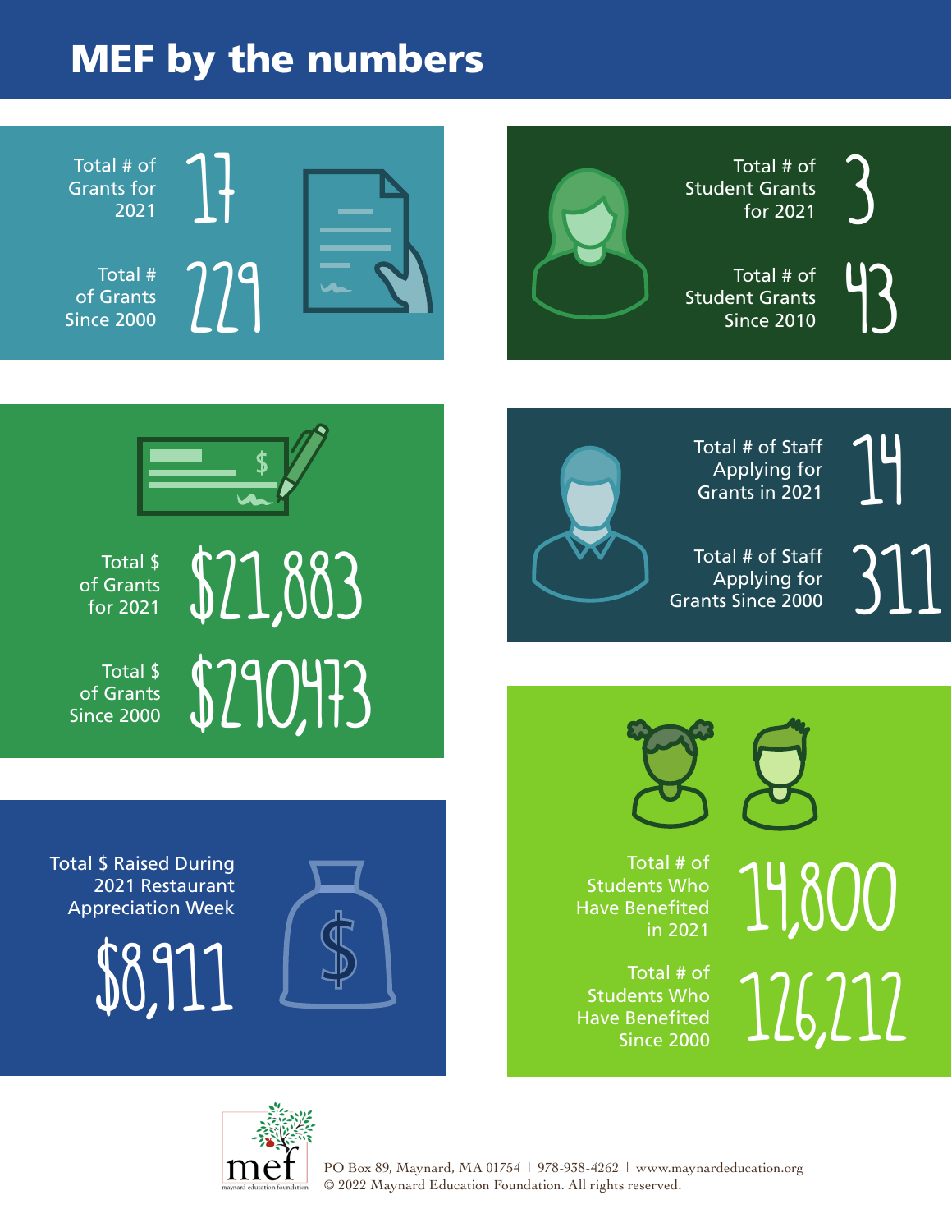# MEF by the numbers

Total # of Grants for 2021 **17**

Total # of Grants Since 2000 **229**

Total # of Student Grants for 2021 **3**

Total # of Student Grants Since 2010 **43**

Total $ of Grants for 2021 **$21,883**

Total $ of Grants Since 2000 **$290,473**

Total # of Staff Applying for Grants in 2021 **14**

Total # of Staff Applying for Grants Since 2000 **311**

Total $ Raised During 2021 Restaurant Appreciation Week **$8,911**

Total # of Students Who Have Benefited in 2021 **14,800**

Total # of Students Who Have Benefited Since 2000 **126,212**

mef
maynard education foundation

PO Box 89, Maynard, MA 01754 | 978-938-4262 | www.maynardeducation.org
© 2022 Maynard Education Foundation. All rights reserved.